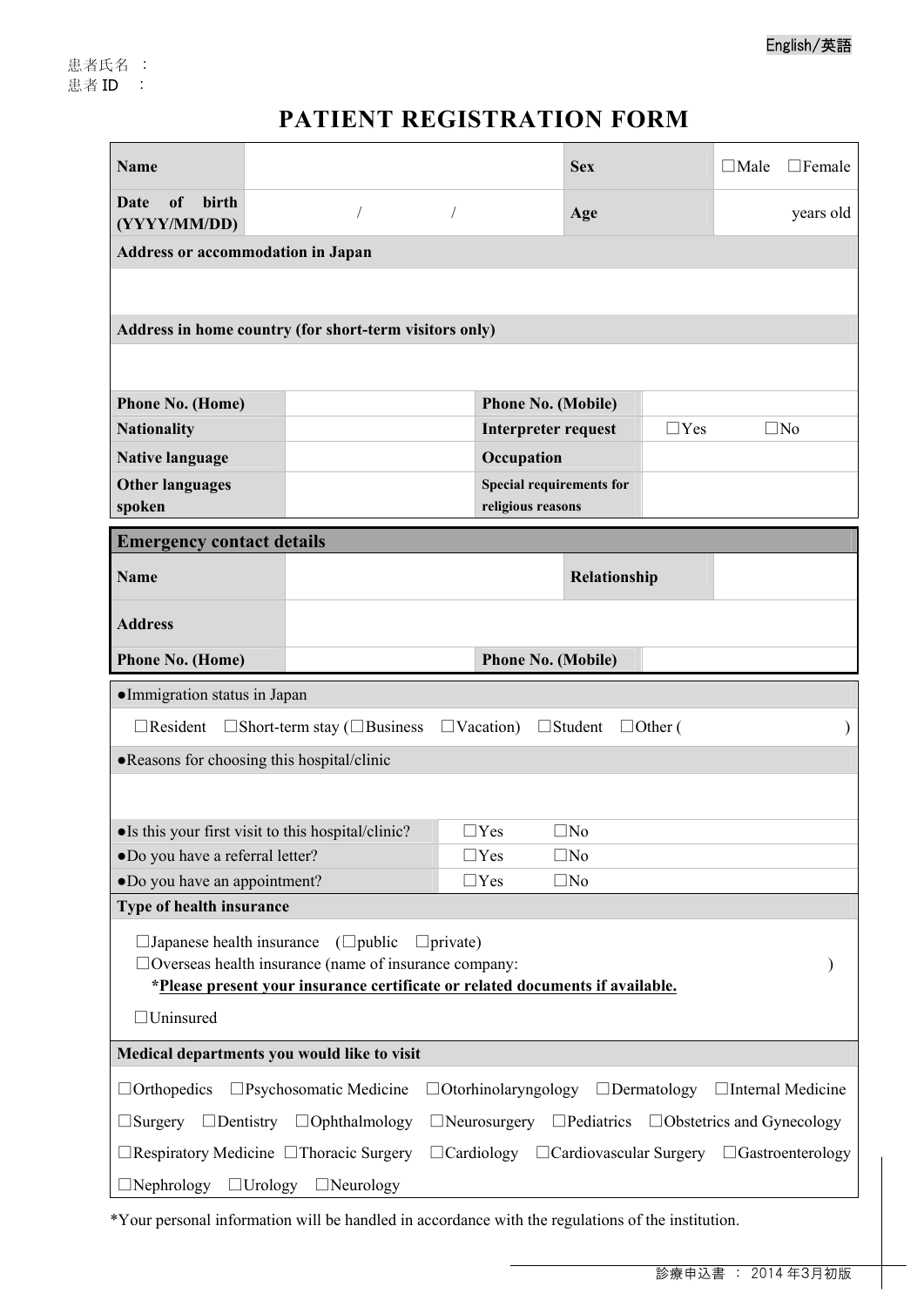English/英語

患者氏名 ：
患者 ID ：

# PATIENT REGISTRATION FORM

| **Name** | | **Sex** | ☐Male ☐Female |
|---|---|---|---|
| **Date of birth (YYYY/MM/DD)** | / / | **Age** | years old |

| **Address or accommodation in Japan** |
|---|
| |
| **Address in home country (for short-term visitors only)** |
| |

| **Phone No. (Home)** | | **Phone No. (Mobile)** | |
|---|---|---|---|
| **Nationality** | | **Interpreter request** | ☐Yes ☐No |
| **Native language** | | **Occupation** | |
| **Other languages spoken** | | **Special requirements for religious reasons** | |

## Emergency contact details

| **Name** | | **Relationship** | |
|---|---|---|---|
| **Address** | | | |
| **Phone No. (Home)** | | **Phone No. (Mobile)** | |

●Immigration status in Japan

☐Resident ☐Short-term stay (☐Business ☐Vacation) ☐Student ☐Other ( )

●Reasons for choosing this hospital/clinic

| | | |
|---|---|---|
| ●Is this your first visit to this hospital/clinic? | ☐Yes | ☐No |
| ●Do you have a referral letter? | ☐Yes | ☐No |
| ●Do you have an appointment? | ☐Yes | ☐No |

**Type of health insurance**

☐Japanese health insurance (☐public ☐private)
☐Overseas health insurance (name of insurance company: )
**<u>*Please present your insurance certificate or related documents if available.</u>**

☐Uninsured

**Medical departments you would like to visit**

☐Orthopedics ☐Psychosomatic Medicine ☐Otorhinolaryngology ☐Dermatology ☐Internal Medicine
☐Surgery ☐Dentistry ☐Ophthalmology ☐Neurosurgery ☐Pediatrics ☐Obstetrics and Gynecology
☐Respiratory Medicine ☐Thoracic Surgery ☐Cardiology ☐Cardiovascular Surgery ☐Gastroenterology
☐Nephrology ☐Urology ☐Neurology

*Your personal information will be handled in accordance with the regulations of the institution.

診療申込書 ： 2014 年3月初版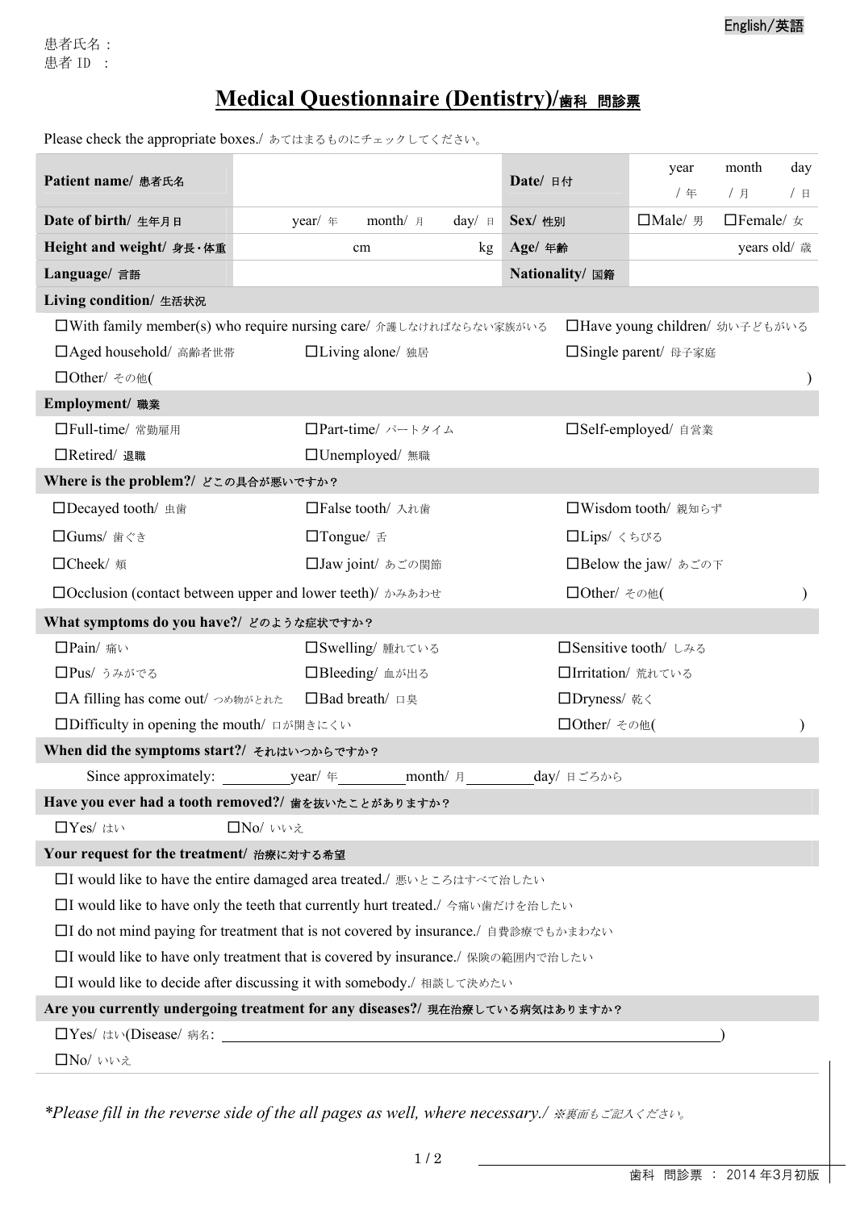English/英語

患者氏名：
患者 ID ：

# Medical Questionnaire (Dentistry)/歯科 問診票

Please check the appropriate boxes./ あてはまるものにチェックしてください。

| | | | |
|---|---|---|---|
| **Patient name/ 患者氏名** | | **Date/ 日付** | year / 年 month / 月 day / 日 |
| **Date of birth/ 生年月日** | year/ 年 month/ 月 day/ 日 | **Sex/ 性別** | ☐Male/ 男 ☐Female/ 女 |
| **Height and weight/ 身長・体重** | cm kg | **Age/ 年齢** | years old/ 歳 |
| **Language/ 言語** | | **Nationality/ 国籍** | |

**Living condition/ 生活状況**

☐With family member(s) who require nursing care/ 介護しなければならない家族がいる
☐Have young children/ 幼い子どもがいる
☐Aged household/ 高齢者世帯
☐Living alone/ 独居
☐Single parent/ 母子家庭
☐Other/ その他( )

**Employment/ 職業**

☐Full-time/ 常勤雇用
☐Part-time/ パートタイム
☐Self-employed/ 自営業
☐Retired/ 退職
☐Unemployed/ 無職

**Where is the problem?/ どこの具合が悪いですか？**

☐Decayed tooth/ 虫歯
☐False tooth/ 入れ歯
☐Wisdom tooth/ 親知らず
☐Gums/ 歯ぐき
☐Tongue/ 舌
☐Lips/ くちびる
☐Cheek/ 頬
☐Jaw joint/ あごの関節
☐Below the jaw/ あごの下
☐Occlusion (contact between upper and lower teeth)/ かみあわせ
☐Other/ その他( )

**What symptoms do you have?/ どのような症状ですか？**

☐Pain/ 痛い
☐Swelling/ 腫れている
☐Sensitive tooth/ しみる
☐Pus/ うみがでる
☐Bleeding/ 血が出る
☐Irritation/ 荒れている
☐A filling has come out/ つめ物がとれた
☐Bad breath/ 口臭
☐Dryness/ 乾く
☐Difficulty in opening the mouth/ 口が開きにくい
☐Other/ その他( )

**When did the symptoms start?/ それはいつからですか？**

Since approximately: \_\_\_\_\_\_\_\_year/ 年\_\_\_\_\_\_\_\_month/ 月\_\_\_\_\_\_\_\_day/ 日ごろから

**Have you ever had a tooth removed?/ 歯を抜いたことがありますか？**

☐Yes/ はい ☐No/ いいえ

**Your request for the treatment/ 治療に対する希望**

☐I would like to have the entire damaged area treated./ 悪いところはすべて治したい
☐I would like to have only the teeth that currently hurt treated./ 今痛い歯だけを治したい
☐I do not mind paying for treatment that is not covered by insurance./ 自費診療でもかまわない
☐I would like to have only treatment that is covered by insurance./ 保険の範囲内で治したい
☐I would like to decide after discussing it with somebody./ 相談して決めたい

**Are you currently undergoing treatment for any diseases?/ 現在治療している病気はありますか？**

☐Yes/ はい(Disease/ 病名: \_\_\_\_\_\_\_\_\_\_\_\_\_\_\_\_\_\_\_\_\_\_\_\_\_\_\_\_\_\_)
☐No/ いいえ

*\*Please fill in the reverse side of the all pages as well, where necessary./ ※裏面もご記入ください。*

歯科 問診票 ： 2014 年3月初版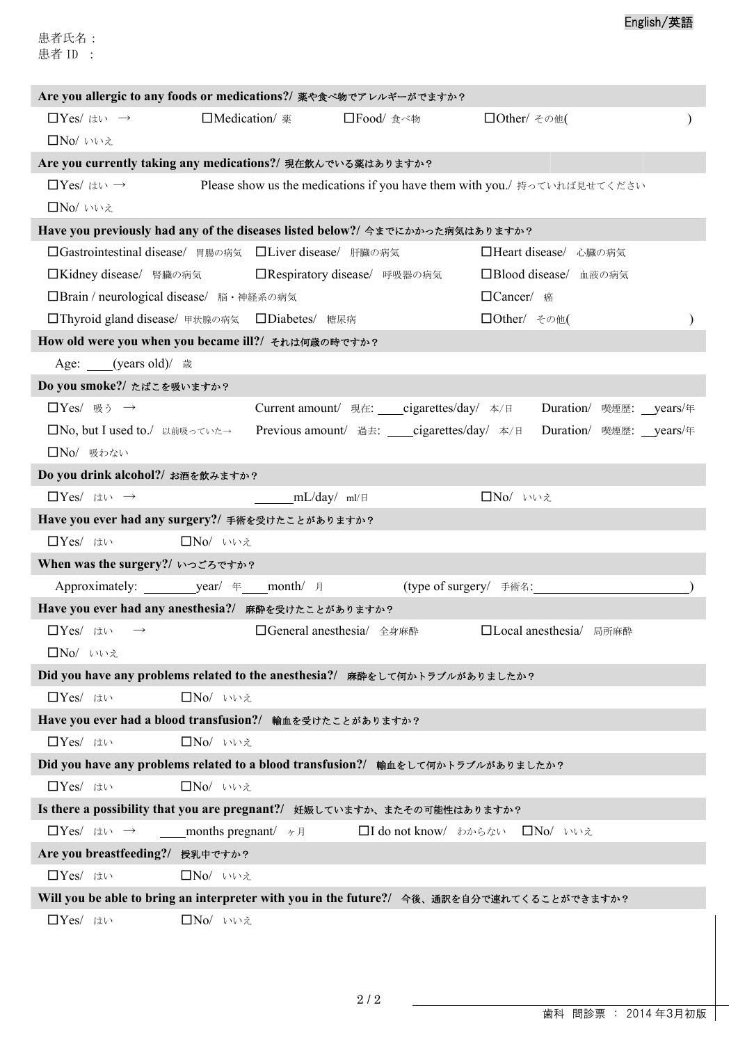English/英語

患者氏名：
患者 ID ：

**Are you allergic to any foods or medications?/ 薬や食べ物でアレルギーがでますか？**

☐Yes/ はい → ☐Medication/ 薬 ☐Food/ 食べ物 ☐Other/ その他( )

☐No/ いいえ

**Are you currently taking any medications?/ 現在飲んでいる薬はありますか？**

☐Yes/ はい → Please show us the medications if you have them with you./ 持っていれば見せてください

☐No/ いいえ

**Have you previously had any of the diseases listed below?/ 今までにかかった病気はありますか？**

| | | |
|---|---|---|
| ☐Gastrointestinal disease/ 胃腸の病気 | ☐Liver disease/ 肝臓の病気 | ☐Heart disease/ 心臓の病気 |
| ☐Kidney disease/ 腎臓の病気 | ☐Respiratory disease/ 呼吸器の病気 | ☐Blood disease/ 血液の病気 |
| ☐Brain / neurological disease/ 脳・神経系の病気 | | ☐Cancer/ 癌 |
| ☐Thyroid gland disease/ 甲状腺の病気 | ☐Diabetes/ 糖尿病 | ☐Other/ その他( ) |

**How old were you when you became ill?/ それは何歳の時ですか？**

Age: ____(years old)/ 歳

**Do you smoke?/ たばこを吸いますか？**

☐Yes/ 吸う → Current amount/ 現在: ____cigarettes/day/ 本/日 Duration/ 喫煙歴: __years/年

☐No, but I used to./ 以前吸っていた→ Previous amount/ 過去: ____cigarettes/day/ 本/日 Duration/ 喫煙歴: __years/年

☐No/ 吸わない

**Do you drink alcohol?/ お酒を飲みますか？**

☐Yes/ はい → ______mL/day/ ml/日 ☐No/ いいえ

**Have you ever had any surgery?/ 手術を受けたことがありますか？**

☐Yes/ はい ☐No/ いいえ

**When was the surgery?/ いつごろですか？**

Approximately: ________year/ 年____month/ 月 (type of surgery/ 手術名: )

**Have you ever had any anesthesia?/ 麻酔を受けたことがありますか？**

☐Yes/ はい → ☐General anesthesia/ 全身麻酔 ☐Local anesthesia/ 局所麻酔

☐No/ いいえ

**Did you have any problems related to the anesthesia?/ 麻酔をして何かトラブルがありましたか？**

☐Yes/ はい ☐No/ いいえ

**Have you ever had a blood transfusion?/ 輸血を受けたことがありますか？**

☐Yes/ はい ☐No/ いいえ

**Did you have any problems related to a blood transfusion?/ 輸血をして何かトラブルがありましたか？**

☐Yes/ はい ☐No/ いいえ

**Is there a possibility that you are pregnant?/ 妊娠していますか、またその可能性はありますか？**

☐Yes/ はい → ____months pregnant/ ヶ月 ☐I do not know/ わからない ☐No/ いいえ

**Are you breastfeeding?/ 授乳中ですか？**

☐Yes/ はい ☐No/ いいえ

**Will you be able to bring an interpreter with you in the future?/ 今後、通訳を自分で連れてくることができますか？**

☐Yes/ はい ☐No/ いいえ

歯科 問診票 ： 2014 年3月初版